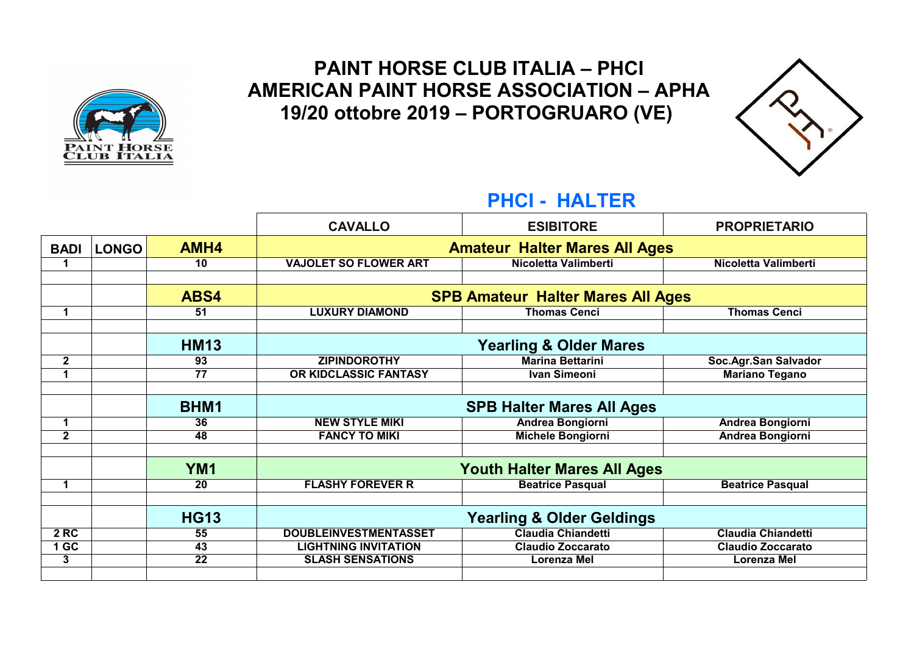# PAINT HORSE CLUB ITALIA – PHCI
# AMERICAN PAINT HORSE ASSOCIATION – APHA
# 19/20 ottobre 2019 – PORTOGRUARO (VE)

## PHCI - HALTER

| BADI | LONGO | | CAVALLO | ESIBITORE | PROPRIETARIO |
|---|---|---|---|---|---|
| | | **AMH4** | **Amateur Halter Mares All Ages** | | |
| 1 | | 10 | VAJOLET SO FLOWER ART | Nicoletta Valimberti | Nicoletta Valimberti |
| | | | | | |
| | | **ABS4** | **SPB Amateur Halter Mares All Ages** | | |
| 1 | | 51 | LUXURY DIAMOND | Thomas Cenci | Thomas Cenci |
| | | | | | |
| | | **HM13** | **Yearling & Older Mares** | | |
| 2 | | 93 | ZIPINDOROTHY | Marina Bettarini | Soc.Agr.San Salvador |
| 1 | | 77 | OR KIDCLASSIC FANTASY | Ivan Simeoni | Mariano Tegano |
| | | | | | |
| | | **BHM1** | **SPB Halter Mares All Ages** | | |
| 1 | | 36 | NEW STYLE MIKI | Andrea Bongiorni | Andrea Bongiorni |
| 2 | | 48 | FANCY TO MIKI | Michele Bongiorni | Andrea Bongiorni |
| | | | | | |
| | | **YM1** | **Youth Halter Mares All Ages** | | |
| 1 | | 20 | FLASHY FOREVER R | Beatrice Pasqual | Beatrice Pasqual |
| | | | | | |
| | | **HG13** | **Yearling & Older Geldings** | | |
| 2 RC | | 55 | DOUBLEINVESTMENTASSET | Claudia Chiandetti | Claudia Chiandetti |
| 1 GC | | 43 | LIGHTNING INVITATION | Claudio Zoccarato | Claudio Zoccarato |
| 3 | | 22 | SLASH SENSATIONS | Lorenza Mel | Lorenza Mel |
| | | | | | |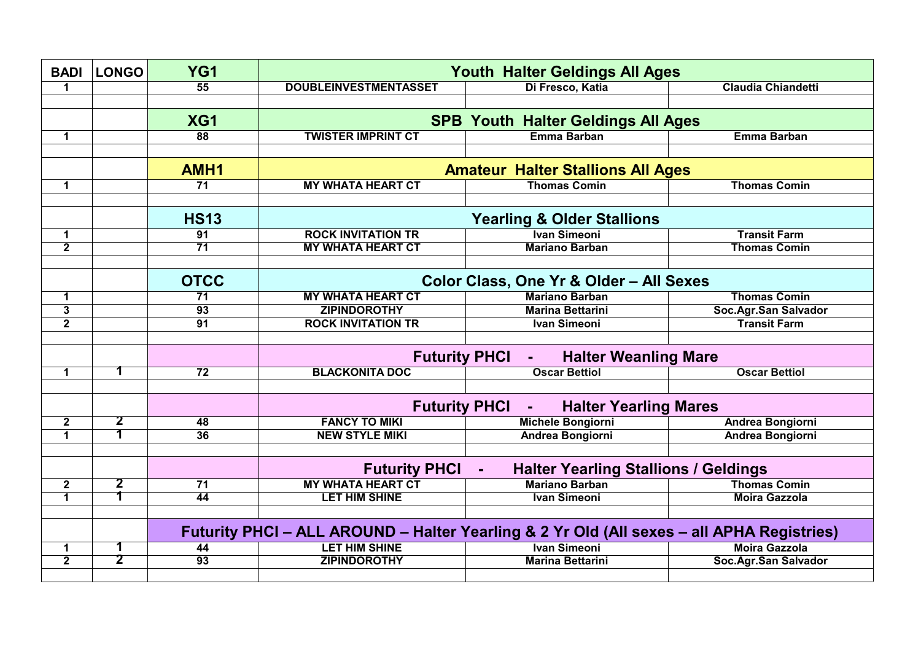| BADI | LONGO | YG1 | Youth Halter Geldings All Ages | | |
|---|---|---|---|---|---|
| 1 | | 55 | DOUBLEINVESTMENTASSET | Di Fresco, Katia | Claudia Chiandetti |
| | | | | | |
| | | XG1 | SPB Youth Halter Geldings All Ages | | |
| 1 | | 88 | TWISTER IMPRINT CT | Emma Barban | Emma Barban |
| | | | | | |
| | | AMH1 | Amateur Halter Stallions All Ages | | |
| 1 | | 71 | MY WHATA HEART CT | Thomas Comin | Thomas Comin |
| | | | | | |
| | | HS13 | Yearling & Older Stallions | | |
| 1 | | 91 | ROCK INVITATION TR | Ivan Simeoni | Transit Farm |
| 2 | | 71 | MY WHATA HEART CT | Mariano Barban | Thomas Comin |
| | | | | | |
| | | OTCC | Color Class, One Yr & Older – All Sexes | | |
| 1 | | 71 | MY WHATA HEART CT | Mariano Barban | Thomas Comin |
| 3 | | 93 | ZIPINDOROTHY | Marina Bettarini | Soc.Agr.San Salvador |
| 2 | | 91 | ROCK INVITATION TR | Ivan Simeoni | Transit Farm |
| | | | | | |
| | | | Futurity PHCI - Halter Weanling Mare | | |
| 1 | 1 | 72 | BLACKONITA DOC | Oscar Bettiol | Oscar Bettiol |
| | | | | | |
| | | | Futurity PHCI - Halter Yearling Mares | | |
| 2 | 2 | 48 | FANCY TO MIKI | Michele Bongiorni | Andrea Bongiorni |
| 1 | 1 | 36 | NEW STYLE MIKI | Andrea Bongiorni | Andrea Bongiorni |
| | | | | | |
| | | | Futurity PHCI - Halter Yearling Stallions / Geldings | | |
| 2 | 2 | 71 | MY WHATA HEART CT | Mariano Barban | Thomas Comin |
| 1 | 1 | 44 | LET HIM SHINE | Ivan Simeoni | Moira Gazzola |
| | | | | | |
| | | Futurity PHCI – ALL AROUND – Halter Yearling & 2 Yr Old (All sexes – all APHA Registries) | | | |
| 1 | 1 | 44 | LET HIM SHINE | Ivan Simeoni | Moira Gazzola |
| 2 | 2 | 93 | ZIPINDOROTHY | Marina Bettarini | Soc.Agr.San Salvador |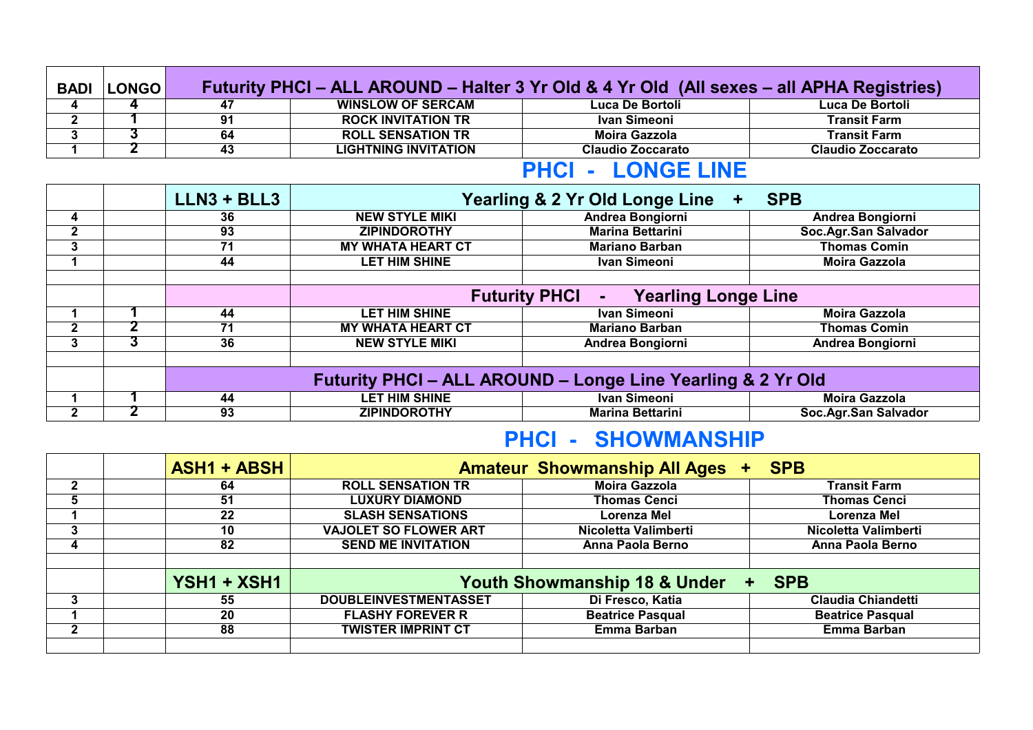| BADI | LONGO | Futurity PHCI – ALL AROUND – Halter 3 Yr Old & 4 Yr Old (All sexes – all APHA Registries) | | | |
|---|---|---|---|---|---|
| 4 | 4 | 47 | WINSLOW OF SERCAM | Luca De Bortoli | Luca De Bortoli |
| 2 | 1 | 91 | ROCK INVITATION TR | Ivan Simeoni | Transit Farm |
| 3 | 3 | 64 | ROLL SENSATION TR | Moira Gazzola | Transit Farm |
| 1 | 2 | 43 | LIGHTNING INVITATION | Claudio Zoccarato | Claudio Zoccarato |

## PHCI - LONGE LINE

| | | LLN3 + BLL3 | Yearling & 2 Yr Old Longe Line + SPB | | |
|---|---|---|---|---|---|
| 4 | | 36 | NEW STYLE MIKI | Andrea Bongiorni | Andrea Bongiorni |
| 2 | | 93 | ZIPINDOROTHY | Marina Bettarini | Soc.Agr.San Salvador |
| 3 | | 71 | MY WHATA HEART CT | Mariano Barban | Thomas Comin |
| 1 | | 44 | LET HIM SHINE | Ivan Simeoni | Moira Gazzola |
| | | | | | |
| | | | Futurity PHCI - Yearling Longe Line | | |
| 1 | 1 | 44 | LET HIM SHINE | Ivan Simeoni | Moira Gazzola |
| 2 | 2 | 71 | MY WHATA HEART CT | Mariano Barban | Thomas Comin |
| 3 | 3 | 36 | NEW STYLE MIKI | Andrea Bongiorni | Andrea Bongiorni |
| | | | | | |
| | | Futurity PHCI – ALL AROUND – Longe Line Yearling & 2 Yr Old | | | |
| 1 | 1 | 44 | LET HIM SHINE | Ivan Simeoni | Moira Gazzola |
| 2 | 2 | 93 | ZIPINDOROTHY | Marina Bettarini | Soc.Agr.San Salvador |

## PHCI - SHOWMANSHIP

| | | ASH1 + ABSH | Amateur Showmanship All Ages + SPB | | |
|---|---|---|---|---|---|
| 2 | | 64 | ROLL SENSATION TR | Moira Gazzola | Transit Farm |
| 5 | | 51 | LUXURY DIAMOND | Thomas Cenci | Thomas Cenci |
| 1 | | 22 | SLASH SENSATIONS | Lorenza Mel | Lorenza Mel |
| 3 | | 10 | VAJOLET SO FLOWER ART | Nicoletta Valimberti | Nicoletta Valimberti |
| 4 | | 82 | SEND ME INVITATION | Anna Paola Berno | Anna Paola Berno |
| | | | | | |
| | | YSH1 + XSH1 | Youth Showmanship 18 & Under + SPB | | |
| 3 | | 55 | DOUBLEINVESTMENTASSET | Di Fresco, Katia | Claudia Chiandetti |
| 1 | | 20 | FLASHY FOREVER R | Beatrice Pasqual | Beatrice Pasqual |
| 2 | | 88 | TWISTER IMPRINT CT | Emma Barban | Emma Barban |
| | | | | | |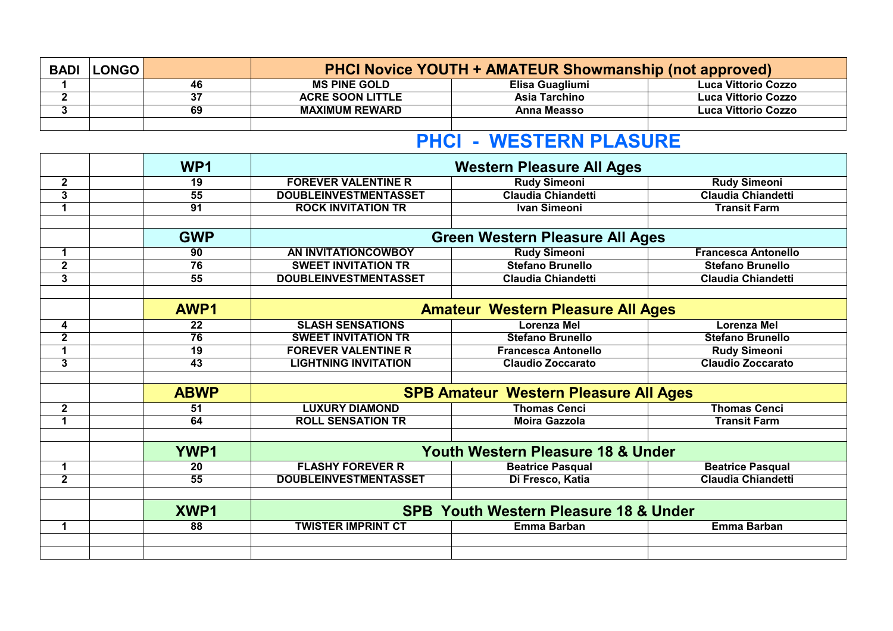| BADI | LONGO | | PHCI Novice YOUTH + AMATEUR Showmanship (not approved) | | |
|---|---|---|---|---|---|
| 1 | | 46 | MS PINE GOLD | Elisa Guagliumi | Luca Vittorio Cozzo |
| 2 | | 37 | ACRE SOON LITTLE | Asia Tarchino | Luca Vittorio Cozzo |
| 3 | | 69 | MAXIMUM REWARD | Anna Measso | Luca Vittorio Cozzo |
| | | | | | |

## PHCI - WESTERN PLASURE

| | | WP1 | Western Pleasure All Ages | | |
|---|---|---|---|---|---|
| 2 | | 19 | FOREVER VALENTINE R | Rudy Simeoni | Rudy Simeoni |
| 3 | | 55 | DOUBLEINVESTMENTASSET | Claudia Chiandetti | Claudia Chiandetti |
| 1 | | 91 | ROCK INVITATION TR | Ivan Simeoni | Transit Farm |
| | | | | | |
| | | GWP | Green Western Pleasure All Ages | | |
| 1 | | 90 | AN INVITATIONCOWBOY | Rudy Simeoni | Francesca Antonello |
| 2 | | 76 | SWEET INVITATION TR | Stefano Brunello | Stefano Brunello |
| 3 | | 55 | DOUBLEINVESTMENTASSET | Claudia Chiandetti | Claudia Chiandetti |
| | | | | | |
| | | AWP1 | Amateur Western Pleasure All Ages | | |
| 4 | | 22 | SLASH SENSATIONS | Lorenza Mel | Lorenza Mel |
| 2 | | 76 | SWEET INVITATION TR | Stefano Brunello | Stefano Brunello |
| 1 | | 19 | FOREVER VALENTINE R | Francesca Antonello | Rudy Simeoni |
| 3 | | 43 | LIGHTNING INVITATION | Claudio Zoccarato | Claudio Zoccarato |
| | | | | | |
| | | ABWP | SPB Amateur Western Pleasure All Ages | | |
| 2 | | 51 | LUXURY DIAMOND | Thomas Cenci | Thomas Cenci |
| 1 | | 64 | ROLL SENSATION TR | Moira Gazzola | Transit Farm |
| | | | | | |
| | | YWP1 | Youth Western Pleasure 18 & Under | | |
| 1 | | 20 | FLASHY FOREVER R | Beatrice Pasqual | Beatrice Pasqual |
| 2 | | 55 | DOUBLEINVESTMENTASSET | Di Fresco, Katia | Claudia Chiandetti |
| | | | | | |
| | | XWP1 | SPB Youth Western Pleasure 18 & Under | | |
| 1 | | 88 | TWISTER IMPRINT CT | Emma Barban | Emma Barban |
| | | | | | |
| | | | | | |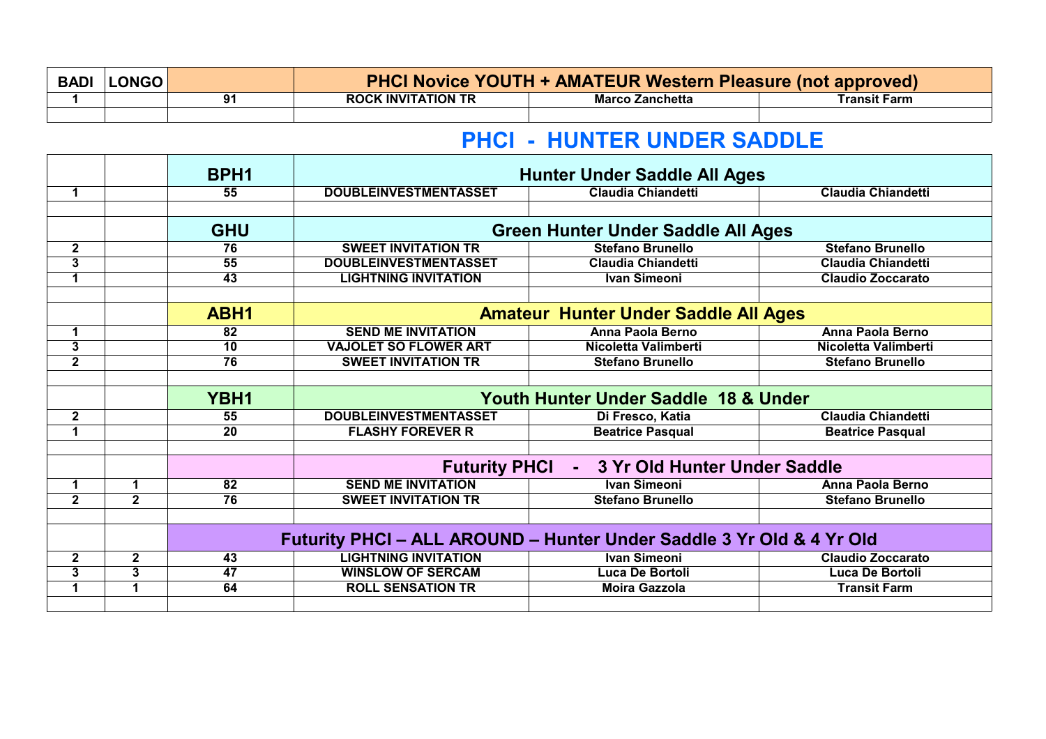| BADI | LONGO | | PHCI Novice YOUTH + AMATEUR Western Pleasure (not approved) | | |
|---|---|---|---|---|---|
| 1 | | 91 | ROCK INVITATION TR | Marco Zanchetta | Transit Farm |
| | | | | | |

## PHCI - HUNTER UNDER SADDLE

| | | | | | |
|---|---|---|---|---|---|
| | | BPH1 | Hunter Under Saddle All Ages | | |
| 1 | | 55 | DOUBLEINVESTMENTASSET | Claudia Chiandetti | Claudia Chiandetti |
| | | | | | |
| | | GHU | Green Hunter Under Saddle All Ages | | |
| 2 | | 76 | SWEET INVITATION TR | Stefano Brunello | Stefano Brunello |
| 3 | | 55 | DOUBLEINVESTMENTASSET | Claudia Chiandetti | Claudia Chiandetti |
| 1 | | 43 | LIGHTNING INVITATION | Ivan Simeoni | Claudio Zoccarato |
| | | | | | |
| | | ABH1 | Amateur Hunter Under Saddle All Ages | | |
| 1 | | 82 | SEND ME INVITATION | Anna Paola Berno | Anna Paola Berno |
| 3 | | 10 | VAJOLET SO FLOWER ART | Nicoletta Valimberti | Nicoletta Valimberti |
| 2 | | 76 | SWEET INVITATION TR | Stefano Brunello | Stefano Brunello |
| | | | | | |
| | | YBH1 | Youth Hunter Under Saddle 18 & Under | | |
| 2 | | 55 | DOUBLEINVESTMENTASSET | Di Fresco, Katia | Claudia Chiandetti |
| 1 | | 20 | FLASHY FOREVER R | Beatrice Pasqual | Beatrice Pasqual |
| | | | | | |
| | | | Futurity PHCI - 3 Yr Old Hunter Under Saddle | | |
| 1 | 1 | 82 | SEND ME INVITATION | Ivan Simeoni | Anna Paola Berno |
| 2 | 2 | 76 | SWEET INVITATION TR | Stefano Brunello | Stefano Brunello |
| | | | | | |
| | | Futurity PHCI – ALL AROUND – Hunter Under Saddle 3 Yr Old & 4 Yr Old | | | |
| 2 | 2 | 43 | LIGHTNING INVITATION | Ivan Simeoni | Claudio Zoccarato |
| 3 | 3 | 47 | WINSLOW OF SERCAM | Luca De Bortoli | Luca De Bortoli |
| 1 | 1 | 64 | ROLL SENSATION TR | Moira Gazzola | Transit Farm |
| | | | | | |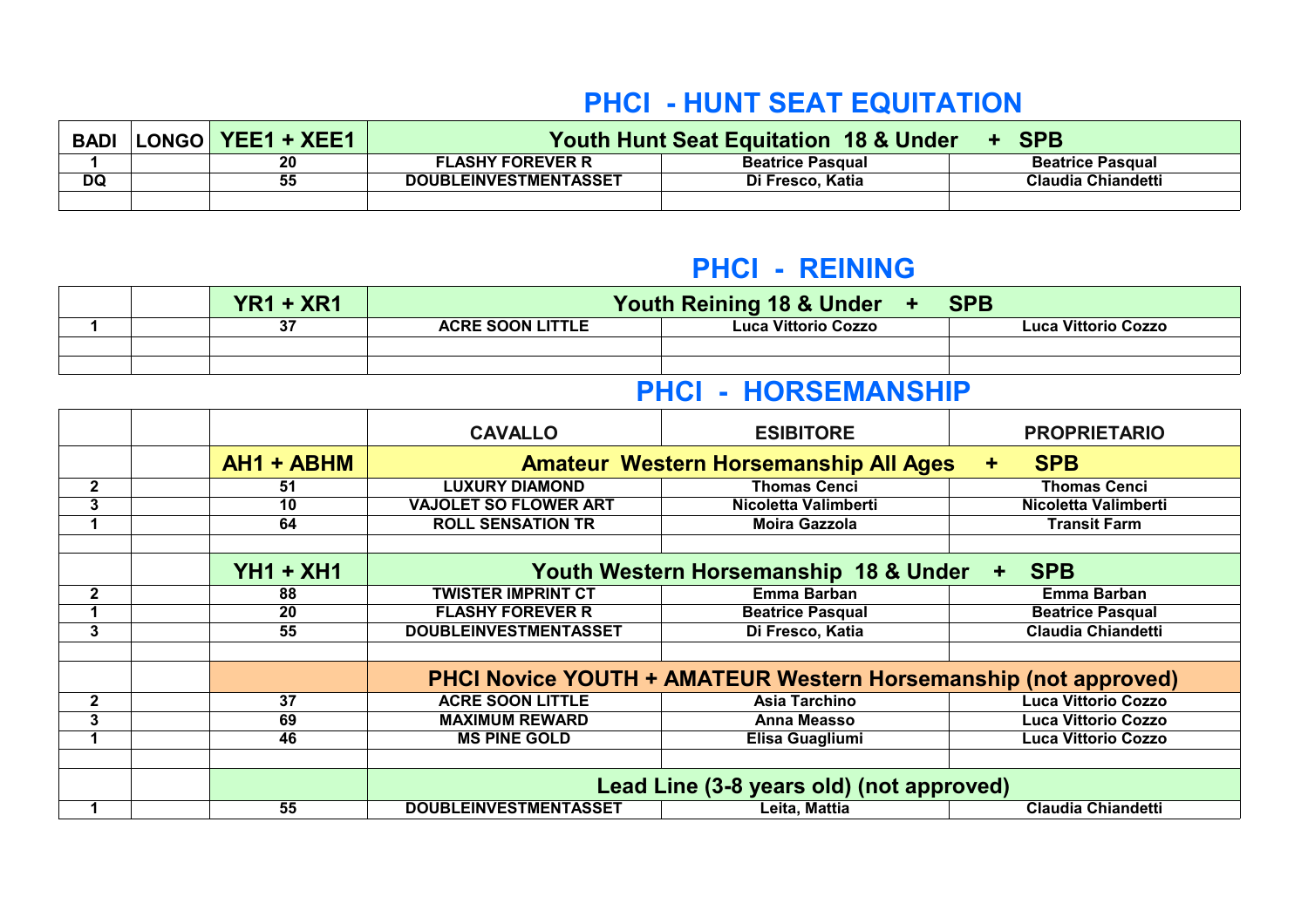## PHCI - HUNT SEAT EQUITATION

| BADI | LONGO | YEE1 + XEE1 | Youth Hunt Seat Equitation 18 & Under + SPB | | |
|---|---|---|---|---|---|
| 1 | | 20 | FLASHY FOREVER R | Beatrice Pasqual | Beatrice Pasqual |
| DQ | | 55 | DOUBLEINVESTMENTASSET | Di Fresco, Katia | Claudia Chiandetti |
| | | | | | |

## PHCI - REINING

| | | YR1 + XR1 | Youth Reining 18 & Under + SPB | | |
|---|---|---|---|---|---|
| 1 | | 37 | ACRE SOON LITTLE | Luca Vittorio Cozzo | Luca Vittorio Cozzo |
| | | | | | |
| | | | | | |

## PHCI - HORSEMANSHIP

| | | | CAVALLO | ESIBITORE | PROPRIETARIO |
|---|---|---|---|---|---|
| | | AH1 + ABHM | Amateur Western Horsemanship All Ages + SPB | | |
| 2 | | 51 | LUXURY DIAMOND | Thomas Cenci | Thomas Cenci |
| 3 | | 10 | VAJOLET SO FLOWER ART | Nicoletta Valimberti | Nicoletta Valimberti |
| 1 | | 64 | ROLL SENSATION TR | Moira Gazzola | Transit Farm |
| | | | | | |
| | | YH1 + XH1 | Youth Western Horsemanship 18 & Under + SPB | | |
| 2 | | 88 | TWISTER IMPRINT CT | Emma Barban | Emma Barban |
| 1 | | 20 | FLASHY FOREVER R | Beatrice Pasqual | Beatrice Pasqual |
| 3 | | 55 | DOUBLEINVESTMENTASSET | Di Fresco, Katia | Claudia Chiandetti |
| | | | | | |
| | | | PHCI Novice YOUTH + AMATEUR Western Horsemanship (not approved) | | |
| 2 | | 37 | ACRE SOON LITTLE | Asia Tarchino | Luca Vittorio Cozzo |
| 3 | | 69 | MAXIMUM REWARD | Anna Measso | Luca Vittorio Cozzo |
| 1 | | 46 | MS PINE GOLD | Elisa Guagliumi | Luca Vittorio Cozzo |
| | | | | | |
| | | | Lead Line (3-8 years old) (not approved) | | |
| 1 | | 55 | DOUBLEINVESTMENTASSET | Leita, Mattia | Claudia Chiandetti |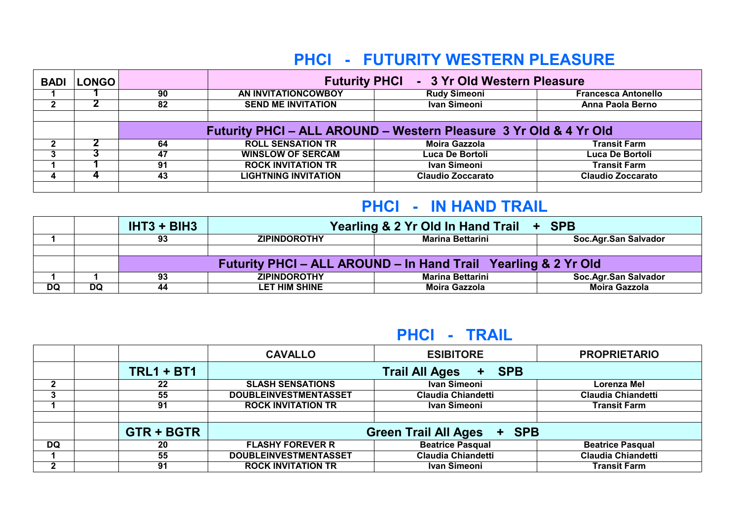## PHCI - FUTURITY WESTERN PLEASURE

| BADI | LONGO | | Futurity PHCI - 3 Yr Old Western Pleasure | | |
|---|---|---|---|---|---|
| 1 | 1 | 90 | AN INVITATIONCOWBOY | Rudy Simeoni | Francesca Antonello |
| 2 | 2 | 82 | SEND ME INVITATION | Ivan Simeoni | Anna Paola Berno |
| | | | | | |
| | | Futurity PHCI – ALL AROUND – Western Pleasure 3 Yr Old & 4 Yr Old | | | |
| 2 | 2 | 64 | ROLL SENSATION TR | Moira Gazzola | Transit Farm |
| 3 | 3 | 47 | WINSLOW OF SERCAM | Luca De Bortoli | Luca De Bortoli |
| 1 | 1 | 91 | ROCK INVITATION TR | Ivan Simeoni | Transit Farm |
| 4 | 4 | 43 | LIGHTNING INVITATION | Claudio Zoccarato | Claudio Zoccarato |
| | | | | | |

## PHCI - IN HAND TRAIL

| | | IHT3 + BIH3 | Yearling & 2 Yr Old In Hand Trail + SPB | | |
|---|---|---|---|---|---|
| 1 | | 93 | ZIPINDOROTHY | Marina Bettarini | Soc.Agr.San Salvador |
| | | | | | |
| | | Futurity PHCI – ALL AROUND – In Hand Trail Yearling & 2 Yr Old | | | |
| 1 | 1 | 93 | ZIPINDOROTHY | Marina Bettarini | Soc.Agr.San Salvador |
| DQ | DQ | 44 | LET HIM SHINE | Moira Gazzola | Moira Gazzola |

## PHCI - TRAIL

| | | | CAVALLO | ESIBITORE | PROPRIETARIO |
|---|---|---|---|---|---|
| | | TRL1 + BT1 | Trail All Ages + SPB | | |
| 2 | | 22 | SLASH SENSATIONS | Ivan Simeoni | Lorenza Mel |
| 3 | | 55 | DOUBLEINVESTMENTASSET | Claudia Chiandetti | Claudia Chiandetti |
| 1 | | 91 | ROCK INVITATION TR | Ivan Simeoni | Transit Farm |
| | | | | | |
| | | GTR + BGTR | Green Trail All Ages + SPB | | |
| DQ | | 20 | FLASHY FOREVER R | Beatrice Pasqual | Beatrice Pasqual |
| 1 | | 55 | DOUBLEINVESTMENTASSET | Claudia Chiandetti | Claudia Chiandetti |
| 2 | | 91 | ROCK INVITATION TR | Ivan Simeoni | Transit Farm |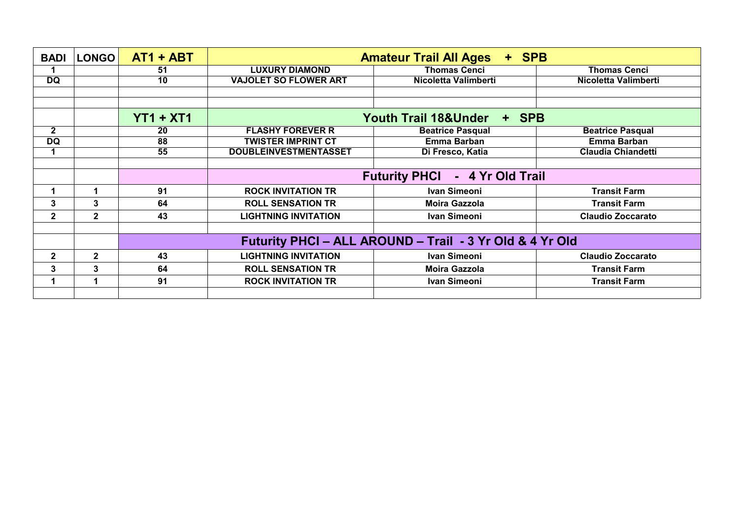| BADI | LONGO | AT1 + ABT | Amateur Trail All Ages + SPB | | |
|---|---|---|---|---|---|
| 1 | | 51 | LUXURY DIAMOND | Thomas Cenci | Thomas Cenci |
| DQ | | 10 | VAJOLET SO FLOWER ART | Nicoletta Valimberti | Nicoletta Valimberti |
| | | | | | |
| | | | | | |
| | | YT1 + XT1 | Youth Trail 18&Under + SPB | | |
| 2 | | 20 | FLASHY FOREVER R | Beatrice Pasqual | Beatrice Pasqual |
| DQ | | 88 | TWISTER IMPRINT CT | Emma Barban | Emma Barban |
| 1 | | 55 | DOUBLEINVESTMENTASSET | Di Fresco, Katia | Claudia Chiandetti |
| | | | | | |
| | | | Futurity PHCI - 4 Yr Old Trail | | |
| 1 | 1 | 91 | ROCK INVITATION TR | Ivan Simeoni | Transit Farm |
| 3 | 3 | 64 | ROLL SENSATION TR | Moira Gazzola | Transit Farm |
| 2 | 2 | 43 | LIGHTNING INVITATION | Ivan Simeoni | Claudio Zoccarato |
| | | | | | |
| | | Futurity PHCI – ALL AROUND – Trail - 3 Yr Old & 4 Yr Old | | | |
| 2 | 2 | 43 | LIGHTNING INVITATION | Ivan Simeoni | Claudio Zoccarato |
| 3 | 3 | 64 | ROLL SENSATION TR | Moira Gazzola | Transit Farm |
| 1 | 1 | 91 | ROCK INVITATION TR | Ivan Simeoni | Transit Farm |
| | | | | | |